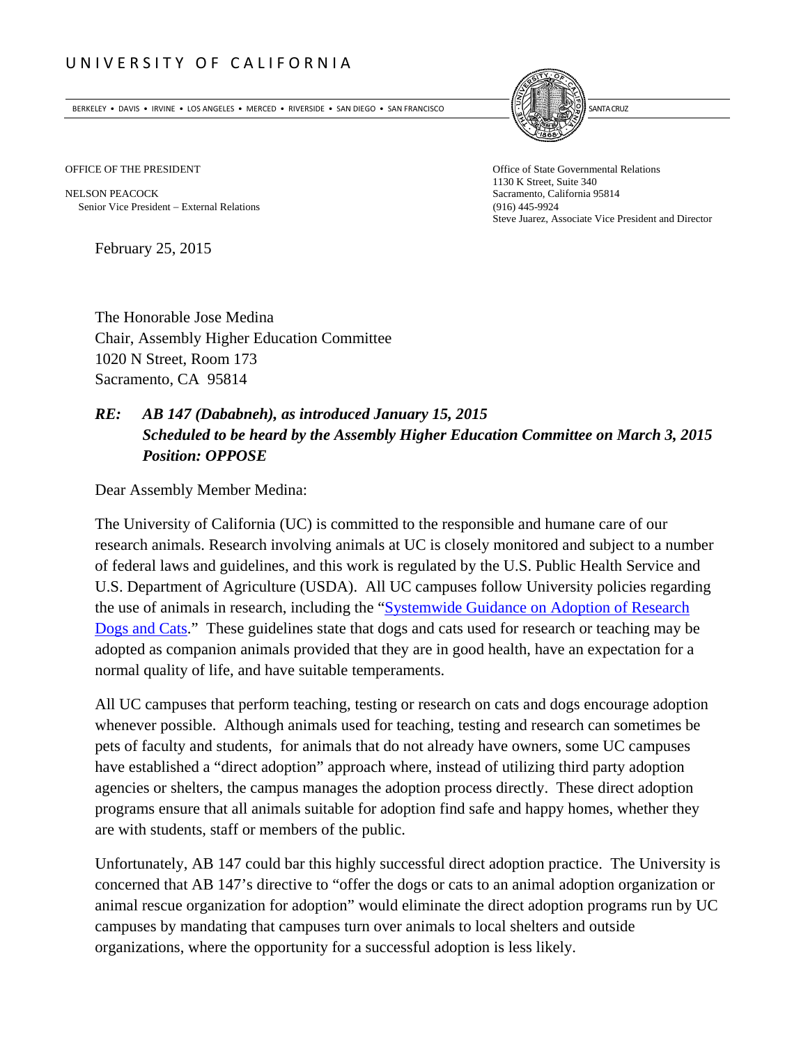UNIVERSITY OF CALIFORNIA

BERKELEY • DAVIS • IRVINE • LOS ANGELES • MERCED • RIVERSIDE • SAN DIEGO • SAN FRANCISCO SANTA CRUZ

OFFICE OF THE PRESIDENT

NELSON PEACOCK
Senior Vice President – External Relations

Office of State Governmental Relations
1130 K Street, Suite 340
Sacramento, California 95814
(916) 445-9924
Steve Juarez, Associate Vice President and Director

February 25, 2015

The Honorable Jose Medina
Chair, Assembly Higher Education Committee
1020 N Street, Room 173
Sacramento, CA 95814

***RE: AB 147 (Dababneh), as introduced January 15, 2015***
***Scheduled to be heard by the Assembly Higher Education Committee on March 3, 2015***
***Position: OPPOSE***

Dear Assembly Member Medina:

The University of California (UC) is committed to the responsible and humane care of our research animals. Research involving animals at UC is closely monitored and subject to a number of federal laws and guidelines, and this work is regulated by the U.S. Public Health Service and U.S. Department of Agriculture (USDA). All UC campuses follow University policies regarding the use of animals in research, including the "Systemwide Guidance on Adoption of Research Dogs and Cats." These guidelines state that dogs and cats used for research or teaching may be adopted as companion animals provided that they are in good health, have an expectation for a normal quality of life, and have suitable temperaments.

All UC campuses that perform teaching, testing or research on cats and dogs encourage adoption whenever possible. Although animals used for teaching, testing and research can sometimes be pets of faculty and students, for animals that do not already have owners, some UC campuses have established a "direct adoption" approach where, instead of utilizing third party adoption agencies or shelters, the campus manages the adoption process directly. These direct adoption programs ensure that all animals suitable for adoption find safe and happy homes, whether they are with students, staff or members of the public.

Unfortunately, AB 147 could bar this highly successful direct adoption practice. The University is concerned that AB 147's directive to "offer the dogs or cats to an animal adoption organization or animal rescue organization for adoption" would eliminate the direct adoption programs run by UC campuses by mandating that campuses turn over animals to local shelters and outside organizations, where the opportunity for a successful adoption is less likely.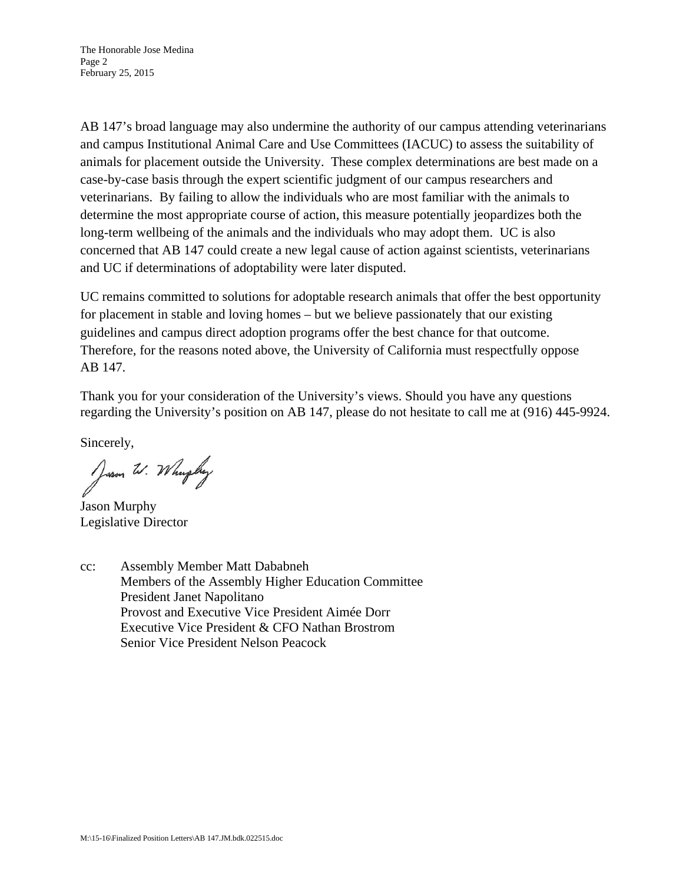AB 147's broad language may also undermine the authority of our campus attending veterinarians and campus Institutional Animal Care and Use Committees (IACUC) to assess the suitability of animals for placement outside the University. These complex determinations are best made on a case-by-case basis through the expert scientific judgment of our campus researchers and veterinarians. By failing to allow the individuals who are most familiar with the animals to determine the most appropriate course of action, this measure potentially jeopardizes both the long-term wellbeing of the animals and the individuals who may adopt them. UC is also concerned that AB 147 could create a new legal cause of action against scientists, veterinarians and UC if determinations of adoptability were later disputed.

UC remains committed to solutions for adoptable research animals that offer the best opportunity for placement in stable and loving homes – but we believe passionately that our existing guidelines and campus direct adoption programs offer the best chance for that outcome. Therefore, for the reasons noted above, the University of California must respectfully oppose AB 147.

Thank you for your consideration of the University's views. Should you have any questions regarding the University's position on AB 147, please do not hesitate to call me at (916) 445-9924.

Sincerely,

Jason W. Murphy

Jason Murphy
Legislative Director

cc: Assembly Member Matt Dababneh
Members of the Assembly Higher Education Committee
President Janet Napolitano
Provost and Executive Vice President Aimée Dorr
Executive Vice President & CFO Nathan Brostrom
Senior Vice President Nelson Peacock

M:\15-16\Finalized Position Letters\AB 147.JM.bdk.022515.doc